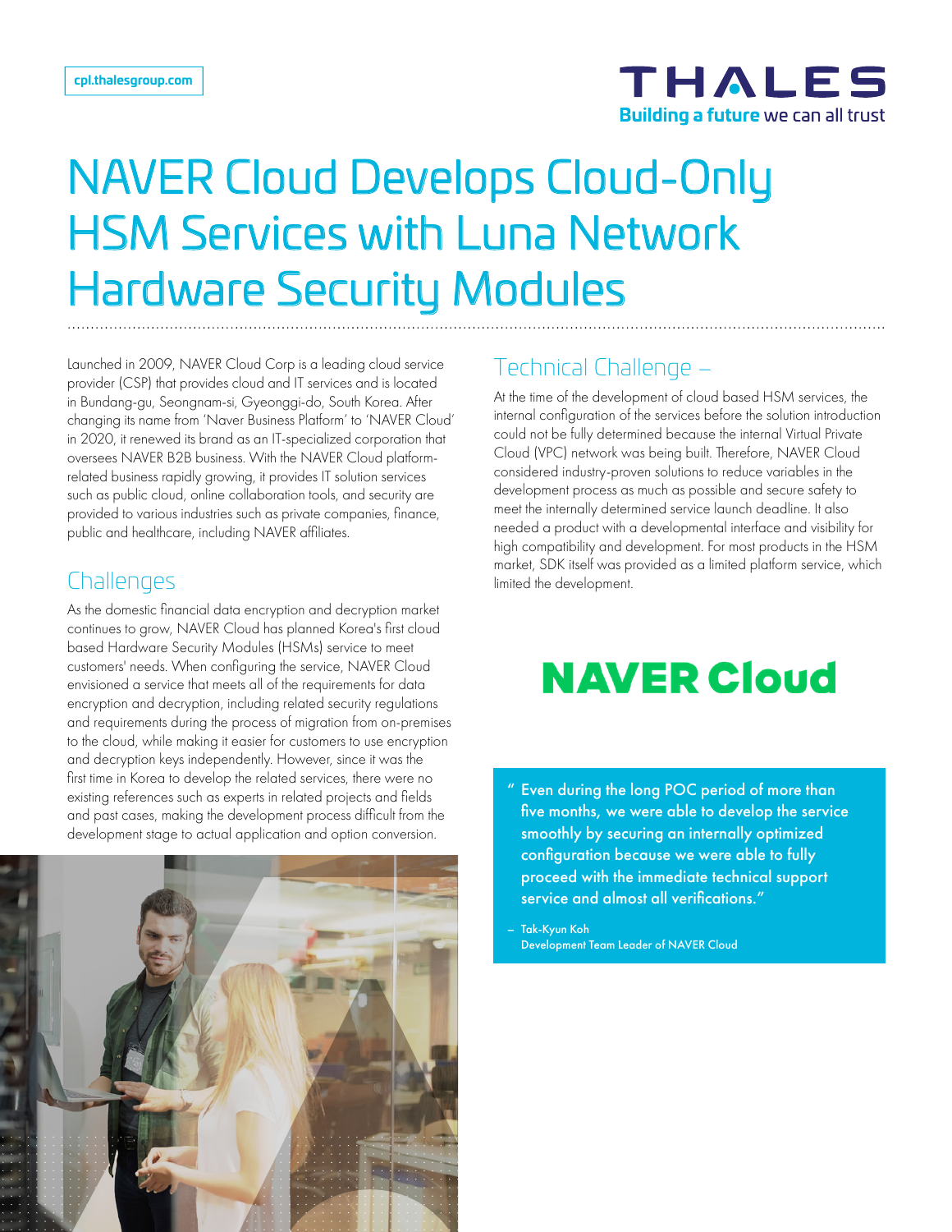# NAVER Cloud Develops Cloud-Only HSM Services with Luna Network Hardware Security Modules

Launched in 2009, NAVER Cloud Corp is a leading cloud service provider (CSP) that provides cloud and IT services and is located in Bundang-gu, Seongnam-si, Gyeonggi-do, South Korea. After changing its name from 'Naver Business Platform' to 'NAVER Cloud' in 2020, it renewed its brand as an IT-specialized corporation that oversees NAVER B2B business. With the NAVER Cloud platform-related business rapidly growing, it provides IT solution services such as public cloud, online collaboration tools, and security are provided to various industries such as private companies, finance, public and healthcare, including NAVER affiliates.

## Challenges

As the domestic financial data encryption and decryption market continues to grow, NAVER Cloud has planned Korea's first cloud based Hardware Security Modules (HSMs) service to meet customers' needs. When configuring the service, NAVER Cloud envisioned a service that meets all of the requirements for data encryption and decryption, including related security regulations and requirements during the process of migration from on-premises to the cloud, while making it easier for customers to use encryption and decryption keys independently. However, since it was the first time in Korea to develop the related services, there were no existing references such as experts in related projects and fields and past cases, making the development process difficult from the development stage to actual application and option conversion.

## Technical Challenge –

At the time of the development of cloud based HSM services, the internal configuration of the services before the solution introduction could not be fully determined because the internal Virtual Private Cloud (VPC) network was being built. Therefore, NAVER Cloud considered industry-proven solutions to reduce variables in the development process as much as possible and secure safety to meet the internally determined service launch deadline. It also needed a product with a developmental interface and visibility for high compatibility and development. For most products in the HSM market, SDK itself was provided as a limited platform service, which limited the development.

**NAVER Cloud**

> " Even during the long POC period of more than five months, we were able to develop the service smoothly by securing an internally optimized configuration because we were able to fully proceed with the immediate technical support service and almost all verifications."
>
> – Tak-Kyun Koh
> Development Team Leader of NAVER Cloud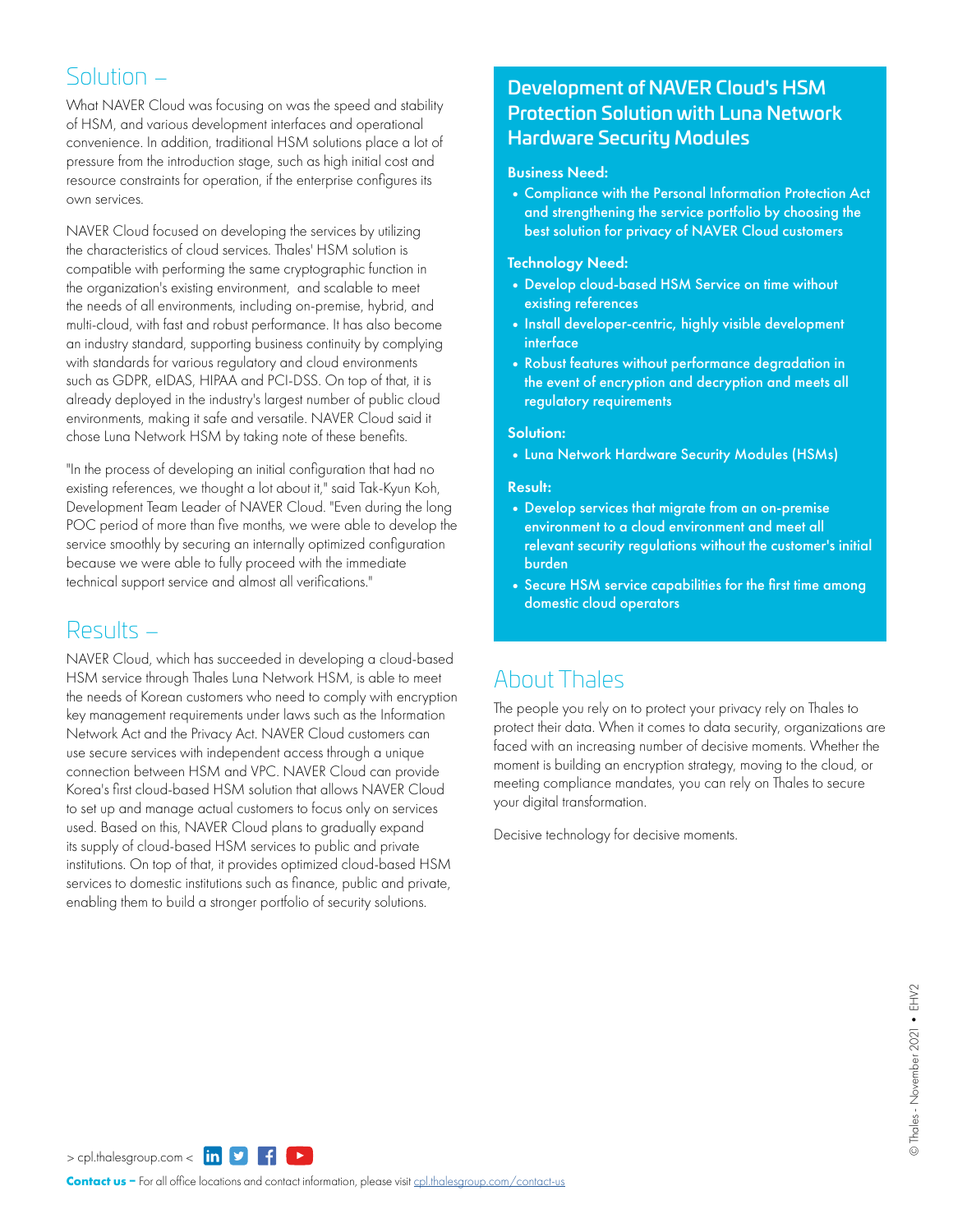## Solution –

What NAVER Cloud was focusing on was the speed and stability of HSM, and various development interfaces and operational convenience. In addition, traditional HSM solutions place a lot of pressure from the introduction stage, such as high initial cost and resource constraints for operation, if the enterprise configures its own services.

NAVER Cloud focused on developing the services by utilizing the characteristics of cloud services. Thales' HSM solution is compatible with performing the same cryptographic function in the organization's existing environment, and scalable to meet the needs of all environments, including on-premise, hybrid, and multi-cloud, with fast and robust performance. It has also become an industry standard, supporting business continuity by complying with standards for various regulatory and cloud environments such as GDPR, eIDAS, HIPAA and PCI-DSS. On top of that, it is already deployed in the industry's largest number of public cloud environments, making it safe and versatile. NAVER Cloud said it chose Luna Network HSM by taking note of these benefits.

"In the process of developing an initial configuration that had no existing references, we thought a lot about it," said Tak-Kyun Koh, Development Team Leader of NAVER Cloud. "Even during the long POC period of more than five months, we were able to develop the service smoothly by securing an internally optimized configuration because we were able to fully proceed with the immediate technical support service and almost all verifications."

## Results –

NAVER Cloud, which has succeeded in developing a cloud-based HSM service through Thales Luna Network HSM, is able to meet the needs of Korean customers who need to comply with encryption key management requirements under laws such as the Information Network Act and the Privacy Act. NAVER Cloud customers can use secure services with independent access through a unique connection between HSM and VPC. NAVER Cloud can provide Korea's first cloud-based HSM solution that allows NAVER Cloud to set up and manage actual customers to focus only on services used. Based on this, NAVER Cloud plans to gradually expand its supply of cloud-based HSM services to public and private institutions. On top of that, it provides optimized cloud-based HSM services to domestic institutions such as finance, public and private, enabling them to build a stronger portfolio of security solutions.

### Development of NAVER Cloud's HSM Protection Solution with Luna Network Hardware Security Modules

**Business Need:**

- Compliance with the Personal Information Protection Act and strengthening the service portfolio by choosing the best solution for privacy of NAVER Cloud customers

**Technology Need:**

- Develop cloud-based HSM Service on time without existing references
- Install developer-centric, highly visible development interface
- Robust features without performance degradation in the event of encryption and decryption and meets all regulatory requirements

**Solution:**

- Luna Network Hardware Security Modules (HSMs)

**Result:**

- Develop services that migrate from an on-premise environment to a cloud environment and meet all relevant security regulations without the customer's initial burden
- Secure HSM service capabilities for the first time among domestic cloud operators

## About Thales

The people you rely on to protect your privacy rely on Thales to protect their data. When it comes to data security, organizations are faced with an increasing number of decisive moments. Whether the moment is building an encryption strategy, moving to the cloud, or meeting compliance mandates, you can rely on Thales to secure your digital transformation.

Decisive technology for decisive moments.

> cpl.thalesgroup.com <

**Contact us –** For all office locations and contact information, please visit cpl.thalesgroup.com/contact-us

© Thales - November 2021 • EHv2